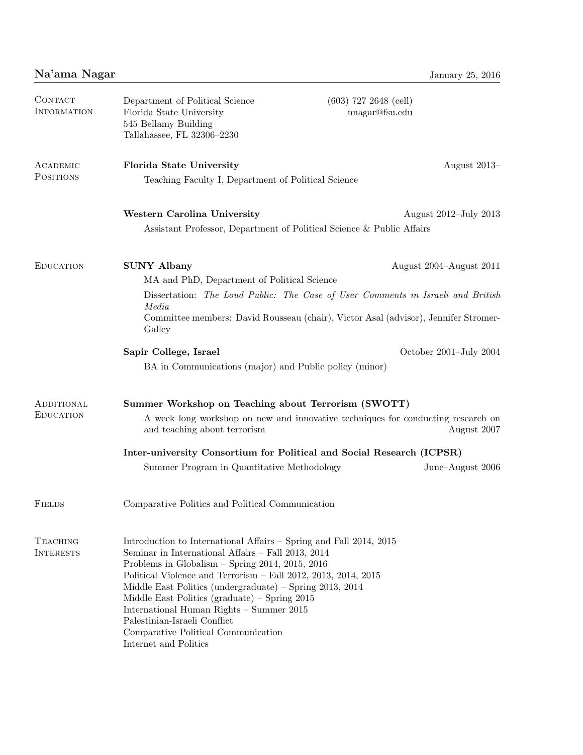# Na'ama Nagar

January 25, 2016

## Contact Information

Department of Political Science
Florida State University
545 Bellamy Building
Tallahassee, FL 32306–2230

(603) 727 2648 (cell)
nnagar@fsu.edu

## Academic Positions

**Florida State University** — August 2013–

Teaching Faculty I, Department of Political Science

**Western Carolina University** — August 2012–July 2013

Assistant Professor, Department of Political Science & Public Affairs

## Education

**SUNY Albany** — August 2004–August 2011

MA and PhD, Department of Political Science

Dissertation: *The Loud Public: The Case of User Comments in Israeli and British Media*

Committee members: David Rousseau (chair), Victor Asal (advisor), Jennifer Stromer-Galley

**Sapir College, Israel** — October 2001–July 2004

BA in Communications (major) and Public policy (minor)

## Additional Education

**Summer Workshop on Teaching about Terrorism (SWOTT)**

A week long workshop on new and innovative techniques for conducting research on and teaching about terrorism — August 2007

**Inter-university Consortium for Political and Social Research (ICPSR)**

Summer Program in Quantitative Methodology — June–August 2006

## Fields

Comparative Politics and Political Communication

## Teaching Interests

Introduction to International Affairs – Spring and Fall 2014, 2015
Seminar in International Affairs – Fall 2013, 2014
Problems in Globalism – Spring 2014, 2015, 2016
Political Violence and Terrorism – Fall 2012, 2013, 2014, 2015
Middle East Politics (undergraduate) – Spring 2013, 2014
Middle East Politics (graduate) – Spring 2015
International Human Rights – Summer 2015
Palestinian-Israeli Conflict
Comparative Political Communication
Internet and Politics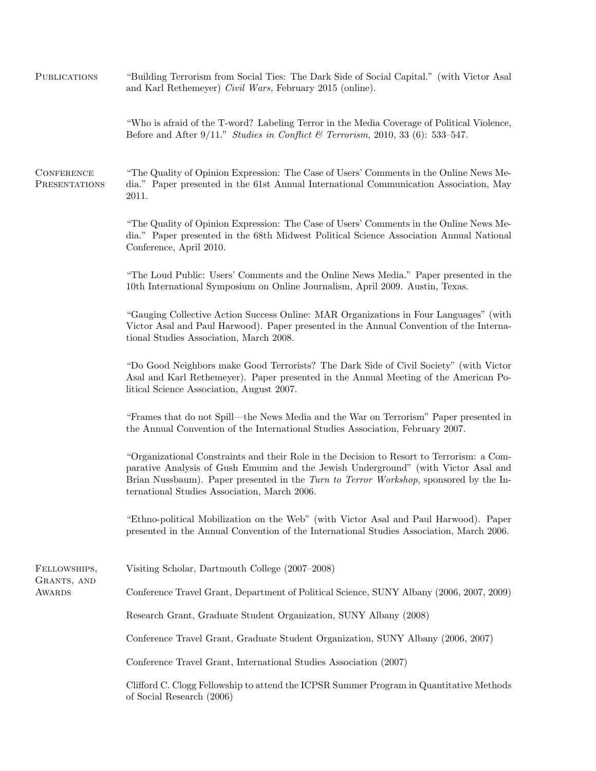## Publications

"Building Terrorism from Social Ties: The Dark Side of Social Capital." (with Victor Asal and Karl Rethemeyer) *Civil Wars,* February 2015 (online).

"Who is afraid of the T-word? Labeling Terror in the Media Coverage of Political Violence, Before and After 9/11." *Studies in Conflict & Terrorism,* 2010, 33 (6): 533–547.

## Conference Presentations

"The Quality of Opinion Expression: The Case of Users' Comments in the Online News Media." Paper presented in the 61st Annual International Communication Association, May 2011.

"The Quality of Opinion Expression: The Case of Users' Comments in the Online News Media." Paper presented in the 68th Midwest Political Science Association Annual National Conference, April 2010.

"The Loud Public: Users' Comments and the Online News Media." Paper presented in the 10th International Symposium on Online Journalism, April 2009. Austin, Texas.

"Gauging Collective Action Success Online: MAR Organizations in Four Languages" (with Victor Asal and Paul Harwood). Paper presented in the Annual Convention of the International Studies Association, March 2008.

"Do Good Neighbors make Good Terrorists? The Dark Side of Civil Society" (with Victor Asal and Karl Rethemeyer). Paper presented in the Annual Meeting of the American Political Science Association, August 2007.

"Frames that do not Spill—the News Media and the War on Terrorism" Paper presented in the Annual Convention of the International Studies Association, February 2007.

"Organizational Constraints and their Role in the Decision to Resort to Terrorism: a Comparative Analysis of Gush Emunim and the Jewish Underground" (with Victor Asal and Brian Nussbaum). Paper presented in the *Turn to Terror Workshop*, sponsored by the International Studies Association, March 2006.

"Ethno-political Mobilization on the Web" (with Victor Asal and Paul Harwood). Paper presented in the Annual Convention of the International Studies Association, March 2006.

## Fellowships, Grants, and Awards

Visiting Scholar, Dartmouth College (2007–2008)

Conference Travel Grant, Department of Political Science, SUNY Albany (2006, 2007, 2009)

Research Grant, Graduate Student Organization, SUNY Albany (2008)

Conference Travel Grant, Graduate Student Organization, SUNY Albany (2006, 2007)

Conference Travel Grant, International Studies Association (2007)

Clifford C. Clogg Fellowship to attend the ICPSR Summer Program in Quantitative Methods of Social Research (2006)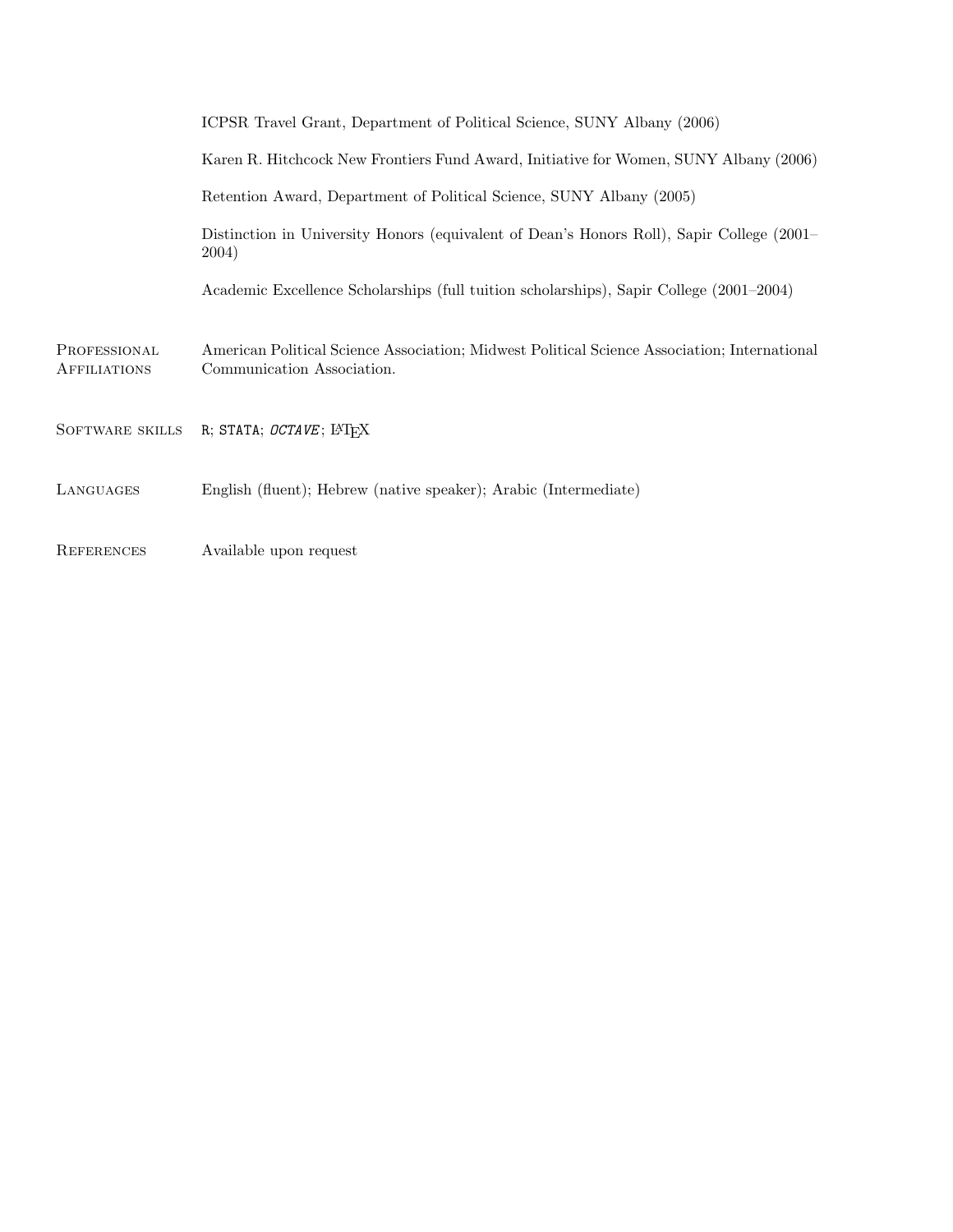ICPSR Travel Grant, Department of Political Science, SUNY Albany (2006)

Karen R. Hitchcock New Frontiers Fund Award, Initiative for Women, SUNY Albany (2006)

Retention Award, Department of Political Science, SUNY Albany (2005)

Distinction in University Honors (equivalent of Dean's Honors Roll), Sapir College (2001–2004)

Academic Excellence Scholarships (full tuition scholarships), Sapir College (2001–2004)

## Professional Affiliations

American Political Science Association; Midwest Political Science Association; International Communication Association.

## Software skills

R; STATA; *OCTAVE*; LaTeX

## Languages

English (fluent); Hebrew (native speaker); Arabic (Intermediate)

## References

Available upon request